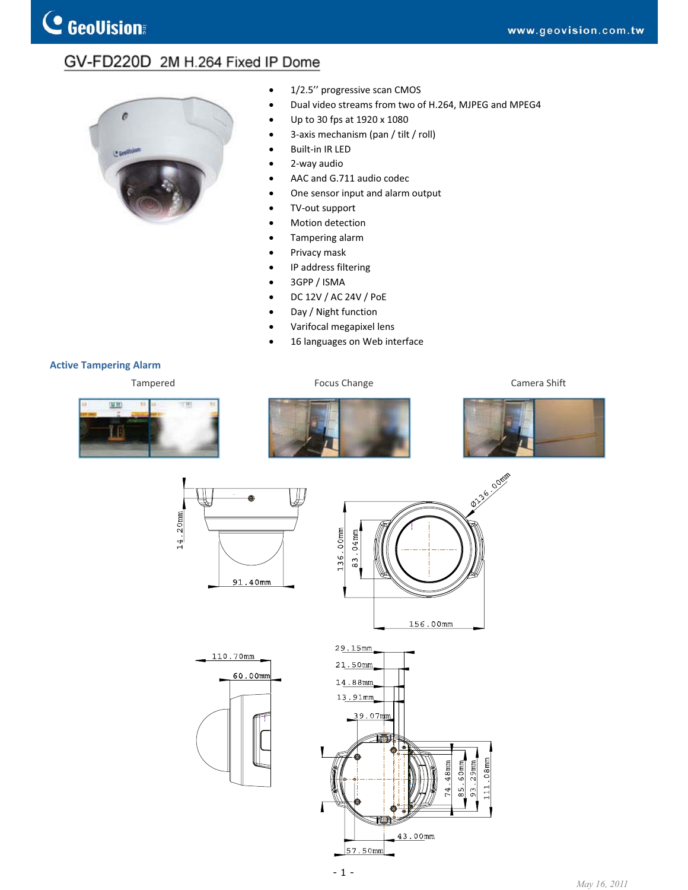# GV-FD220D 2M H.264 Fixed IP Dome

- 1/2.5'' progressive scan CMOS
- Dual video streams from two of H.264, MJPEG and MPEG4
- Up to 30 fps at 1920 x 1080
- 3-axis mechanism (pan / tilt / roll)
- Built-in IR LED
- 2-way audio
- AAC and G.711 audio codec
- One sensor input and alarm output
- TV-out support
- Motion detection
- Tampering alarm
- Privacy mask
- IP address filtering
- 3GPP / ISMA
- DC 12V / AC 24V / PoE
- Day / Night function
- Varifocal megapixel lens
- 16 languages on Web interface

## Active Tampering Alarm

Tampered

Focus Change

Camera Shift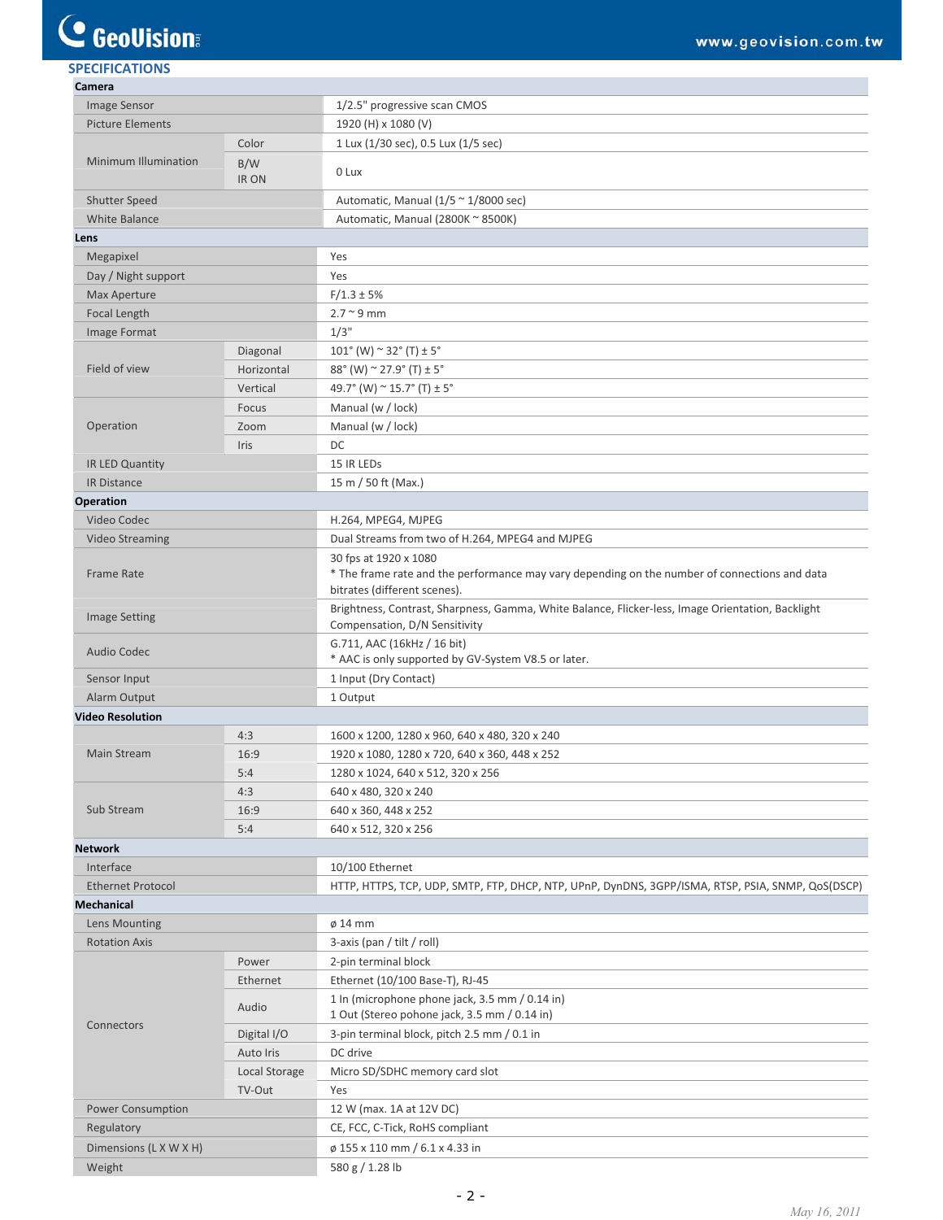## SPECIFICATIONS

| Category | Item | Sub-item | Value |
|---|---|---|---|
| **Camera** | | | |
| | Image Sensor | | 1/2.5" progressive scan CMOS |
| | Picture Elements | | 1920 (H) x 1080 (V) |
| | Minimum Illumination | Color | 1 Lux (1/30 sec), 0.5 Lux (1/5 sec) |
| | | B/W IR ON | 0 Lux |
| | Shutter Speed | | Automatic, Manual (1/5 ~ 1/8000 sec) |
| | White Balance | | Automatic, Manual (2800K ~ 8500K) |
| **Lens** | | | |
| | Megapixel | | Yes |
| | Day / Night support | | Yes |
| | Max Aperture | | F/1.3 ± 5% |
| | Focal Length | | 2.7 ~ 9 mm |
| | Image Format | | 1/3" |
| | Field of view | Diagonal | 101° (W) ~ 32° (T) ± 5° |
| | | Horizontal | 88° (W) ~ 27.9° (T) ± 5° |
| | | Vertical | 49.7° (W) ~ 15.7° (T) ± 5° |
| | Operation | Focus | Manual (w / lock) |
| | | Zoom | Manual (w / lock) |
| | | Iris | DC |
| | IR LED Quantity | | 15 IR LEDs |
| | IR Distance | | 15 m / 50 ft (Max.) |
| **Operation** | | | |
| | Video Codec | | H.264, MPEG4, MJPEG |
| | Video Streaming | | Dual Streams from two of H.264, MPEG4 and MJPEG |
| | Frame Rate | | 30 fps at 1920 x 1080<br>* The frame rate and the performance may vary depending on the number of connections and data bitrates (different scenes). |
| | Image Setting | | Brightness, Contrast, Sharpness, Gamma, White Balance, Flicker-less, Image Orientation, Backlight Compensation, D/N Sensitivity |
| | Audio Codec | | G.711, AAC (16kHz / 16 bit)<br>* AAC is only supported by GV-System V8.5 or later. |
| | Sensor Input | | 1 Input (Dry Contact) |
| | Alarm Output | | 1 Output |
| **Video Resolution** | | | |
| | Main Stream | 4:3 | 1600 x 1200, 1280 x 960, 640 x 480, 320 x 240 |
| | | 16:9 | 1920 x 1080, 1280 x 720, 640 x 360, 448 x 252 |
| | | 5:4 | 1280 x 1024, 640 x 512, 320 x 256 |
| | Sub Stream | 4:3 | 640 x 480, 320 x 240 |
| | | 16:9 | 640 x 360, 448 x 252 |
| | | 5:4 | 640 x 512, 320 x 256 |
| **Network** | | | |
| | Interface | | 10/100 Ethernet |
| | Ethernet Protocol | | HTTP, HTTPS, TCP, UDP, SMTP, FTP, DHCP, NTP, UPnP, DynDNS, 3GPP/ISMA, RTSP, PSIA, SNMP, QoS(DSCP) |
| **Mechanical** | | | |
| | Lens Mounting | | ø 14 mm |
| | Rotation Axis | | 3-axis (pan / tilt / roll) |
| | Connectors | Power | 2-pin terminal block |
| | | Ethernet | Ethernet (10/100 Base-T), RJ-45 |
| | | Audio | 1 In (microphone phone jack, 3.5 mm / 0.14 in)<br>1 Out (Stereo pohone jack, 3.5 mm / 0.14 in) |
| | | Digital I/O | 3-pin terminal block, pitch 2.5 mm / 0.1 in |
| | | Auto Iris | DC drive |
| | | Local Storage | Micro SD/SDHC memory card slot |
| | | TV-Out | Yes |
| | Power Consumption | | 12 W (max. 1A at 12V DC) |
| | Regulatory | | CE, FCC, C-Tick, RoHS compliant |
| | Dimensions (L X W X H) | | ø 155 x 110 mm / 6.1 x 4.33 in |
| | Weight | | 580 g / 1.28 lb |

*May 16, 2011*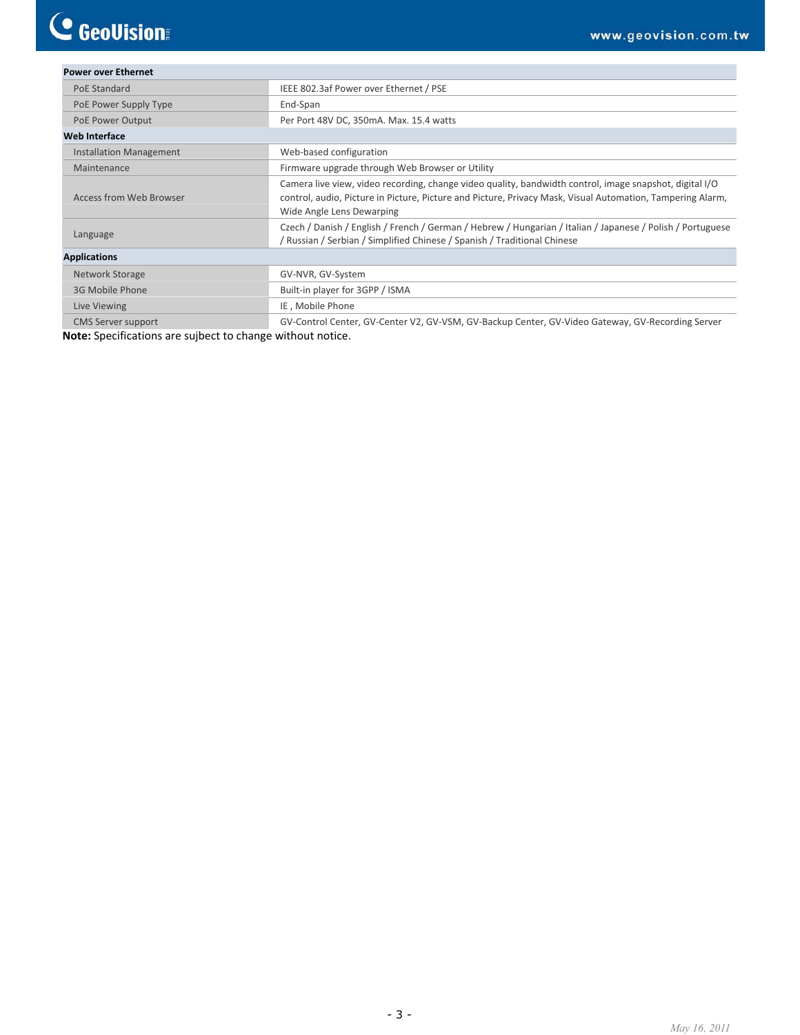| | |
|---|---|
| **Power over Ethernet** | |
| PoE Standard | IEEE 802.3af Power over Ethernet / PSE |
| PoE Power Supply Type | End-Span |
| PoE Power Output | Per Port 48V DC, 350mA. Max. 15.4 watts |
| **Web Interface** | |
| Installation Management | Web-based configuration |
| Maintenance | Firmware upgrade through Web Browser or Utility |
| Access from Web Browser | Camera live view, video recording, change video quality, bandwidth control, image snapshot, digital I/O control, audio, Picture in Picture, Picture and Picture, Privacy Mask, Visual Automation, Tampering Alarm, Wide Angle Lens Dewarping |
| Language | Czech / Danish / English / French / German / Hebrew / Hungarian / Italian / Japanese / Polish / Portuguese / Russian / Serbian / Simplified Chinese / Spanish / Traditional Chinese |
| **Applications** | |
| Network Storage | GV-NVR, GV-System |
| 3G Mobile Phone | Built-in player for 3GPP / ISMA |
| Live Viewing | IE , Mobile Phone |
| CMS Server support | GV-Control Center, GV-Center V2, GV-VSM, GV-Backup Center, GV-Video Gateway, GV-Recording Server |

**Note:** Specifications are subject to change without notice.

*May 16, 2011*